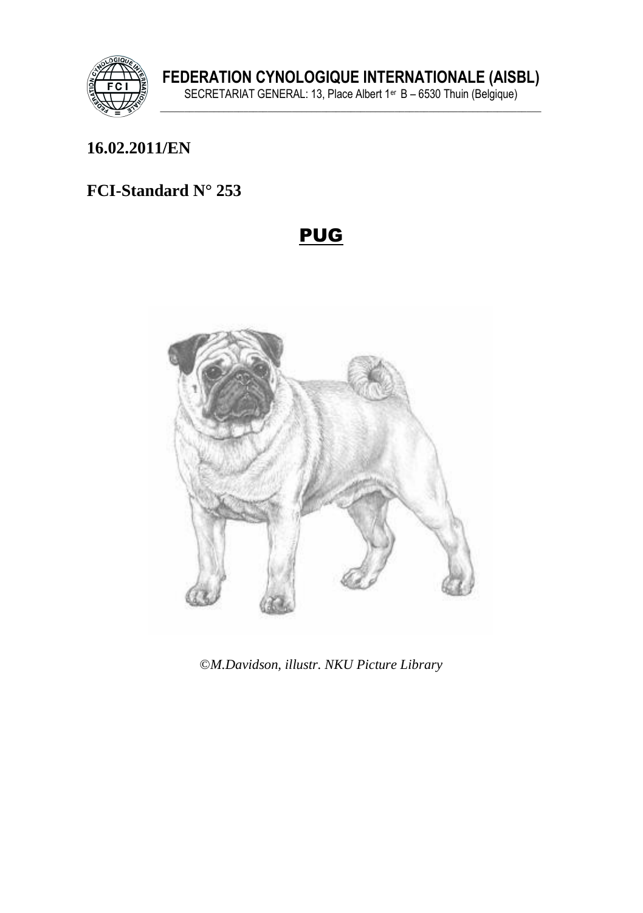**FEDERATION CYNOLOGIQUE INTERNATIONALE (AISBL)**

SECRETARIAT GENERAL: 13, Place Albert 1er B – 6530 Thuin (Belgique)

**16.02.2011/EN**

**FCI-Standard N° 253**

# PUG

*©M.Davidson, illustr. NKU Picture Library*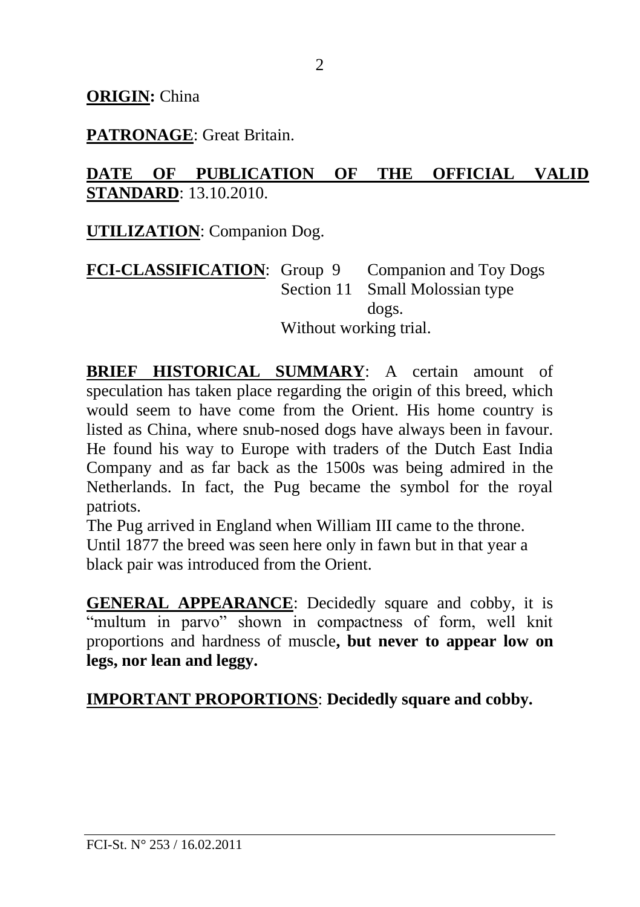**ORIGIN:** China

**PATRONAGE**: Great Britain.

**DATE OF PUBLICATION OF THE OFFICIAL VALID STANDARD**: 13.10.2010.

**UTILIZATION**: Companion Dog.

**FCI-CLASSIFICATION**: Group 9 Companion and Toy Dogs
Section 11 Small Molossian type dogs.
Without working trial.

**BRIEF HISTORICAL SUMMARY**: A certain amount of speculation has taken place regarding the origin of this breed, which would seem to have come from the Orient. His home country is listed as China, where snub-nosed dogs have always been in favour. He found his way to Europe with traders of the Dutch East India Company and as far back as the 1500s was being admired in the Netherlands. In fact, the Pug became the symbol for the royal patriots.
The Pug arrived in England when William III came to the throne.
Until 1877 the breed was seen here only in fawn but in that year a black pair was introduced from the Orient.

**GENERAL APPEARANCE**: Decidedly square and cobby, it is "multum in parvo" shown in compactness of form, well knit proportions and hardness of muscle**, but never to appear low on legs, nor lean and leggy.**

**IMPORTANT PROPORTIONS**: **Decidedly square and cobby.**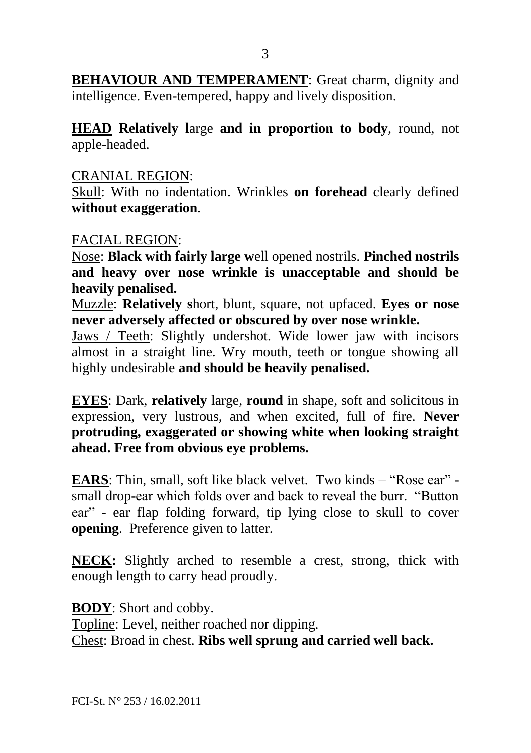**BEHAVIOUR AND TEMPERAMENT**: Great charm, dignity and intelligence. Even-tempered, happy and lively disposition.

**HEAD** **Relatively l**arge **and in proportion to body**, round, not apple-headed.

CRANIAL REGION:

Skull: With no indentation. Wrinkles **on forehead** clearly defined **without exaggeration**.

FACIAL REGION:

Nose: **Black with fairly large w**ell opened nostrils. **Pinched nostrils and heavy over nose wrinkle is unacceptable and should be heavily penalised.**

Muzzle: **Relatively s**hort, blunt, square, not upfaced. **Eyes or nose never adversely affected or obscured by over nose wrinkle.**

Jaws / Teeth: Slightly undershot. Wide lower jaw with incisors almost in a straight line. Wry mouth, teeth or tongue showing all highly undesirable **and should be heavily penalised.**

**EYES**: Dark, **relatively** large, **round** in shape, soft and solicitous in expression, very lustrous, and when excited, full of fire. **Never protruding, exaggerated or showing white when looking straight ahead. Free from obvious eye problems.**

**EARS**: Thin, small, soft like black velvet. Two kinds – "Rose ear" - small drop-ear which folds over and back to reveal the burr. "Button ear" - ear flap folding forward, tip lying close to skull to cover **opening**. Preference given to latter.

**NECK:** Slightly arched to resemble a crest, strong, thick with enough length to carry head proudly.

**BODY**: Short and cobby.

Topline: Level, neither roached nor dipping.

Chest: Broad in chest. **Ribs well sprung and carried well back.**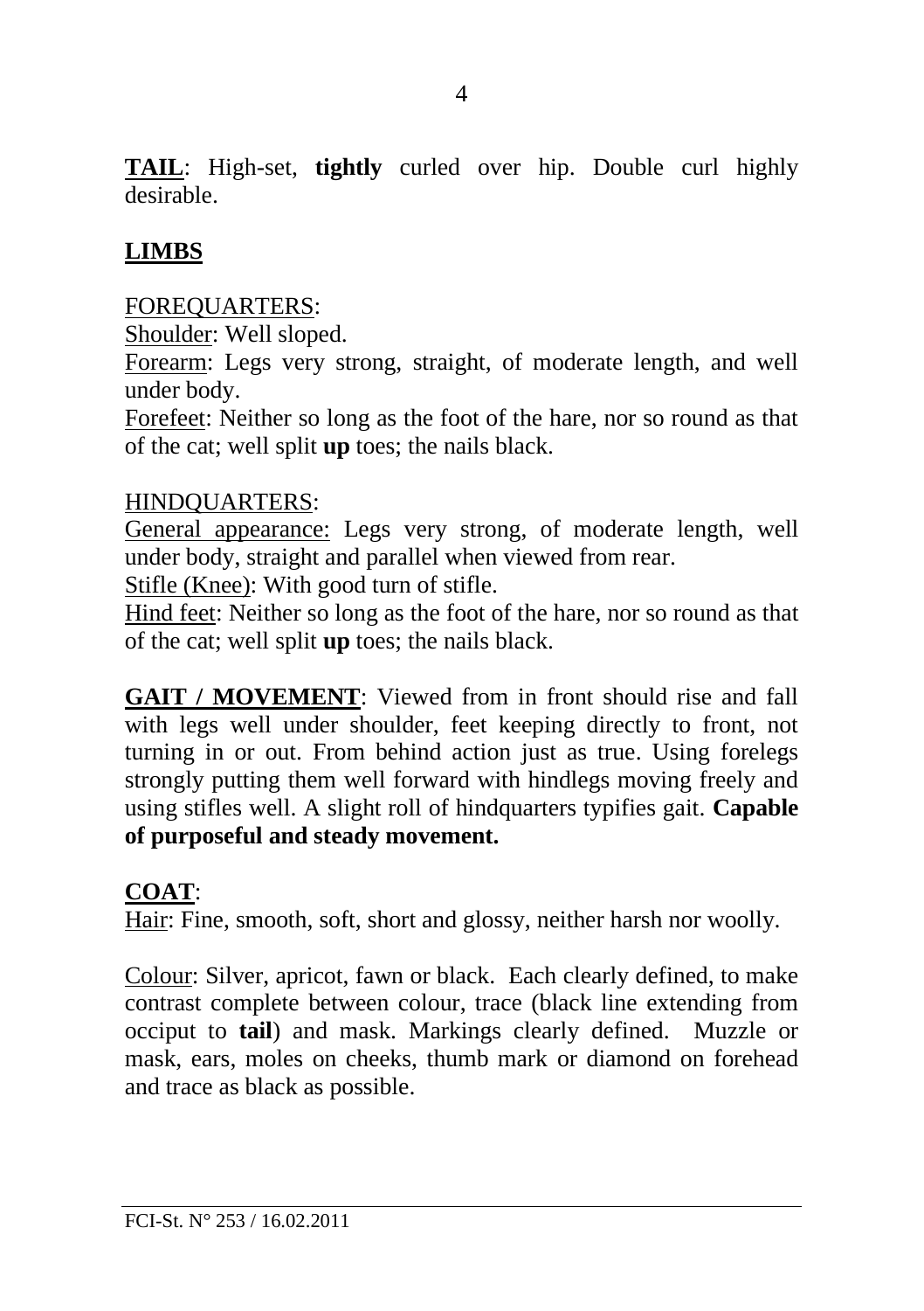**TAIL**: High-set, **tightly** curled over hip. Double curl highly desirable.

## LIMBS

FOREQUARTERS:

Shoulder: Well sloped.

Forearm: Legs very strong, straight, of moderate length, and well under body.

Forefeet: Neither so long as the foot of the hare, nor so round as that of the cat; well split **up** toes; the nails black.

HINDQUARTERS:

General appearance: Legs very strong, of moderate length, well under body, straight and parallel when viewed from rear.

Stifle (Knee): With good turn of stifle.

Hind feet: Neither so long as the foot of the hare, nor so round as that of the cat; well split **up** toes; the nails black.

**GAIT / MOVEMENT**: Viewed from in front should rise and fall with legs well under shoulder, feet keeping directly to front, not turning in or out. From behind action just as true. Using forelegs strongly putting them well forward with hindlegs moving freely and using stifles well. A slight roll of hindquarters typifies gait. **Capable of purposeful and steady movement.**

**COAT**:

Hair: Fine, smooth, soft, short and glossy, neither harsh nor woolly.

Colour: Silver, apricot, fawn or black. Each clearly defined, to make contrast complete between colour, trace (black line extending from occiput to **tail**) and mask. Markings clearly defined. Muzzle or mask, ears, moles on cheeks, thumb mark or diamond on forehead and trace as black as possible.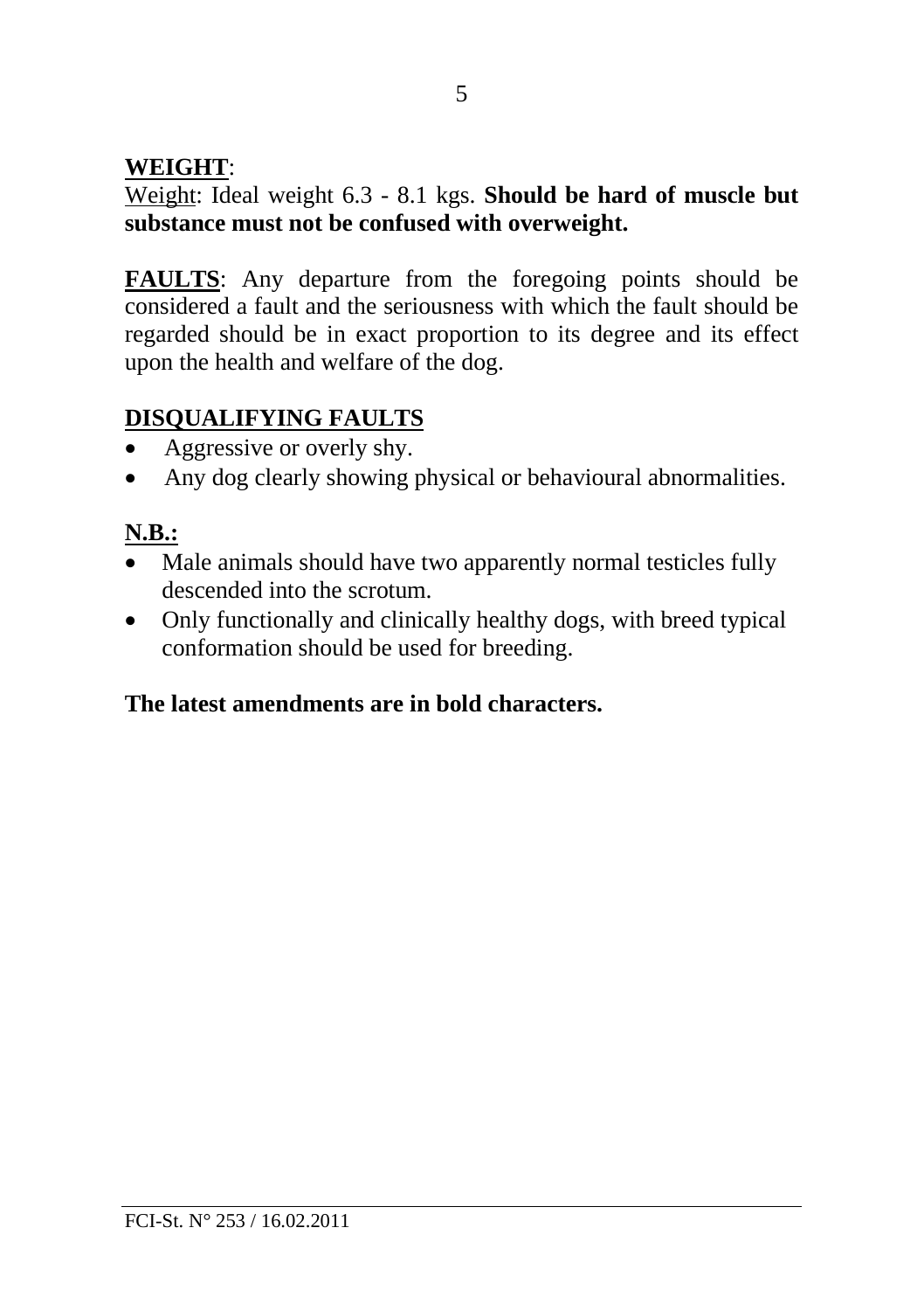**WEIGHT**:

Weight: Ideal weight 6.3 - 8.1 kgs. **Should be hard of muscle but substance must not be confused with overweight.**

**FAULTS**: Any departure from the foregoing points should be considered a fault and the seriousness with which the fault should be regarded should be in exact proportion to its degree and its effect upon the health and welfare of the dog.

**DISQUALIFYING FAULTS**

- Aggressive or overly shy.
- Any dog clearly showing physical or behavioural abnormalities.

**N.B.:**

- Male animals should have two apparently normal testicles fully descended into the scrotum.
- Only functionally and clinically healthy dogs, with breed typical conformation should be used for breeding.

**The latest amendments are in bold characters.**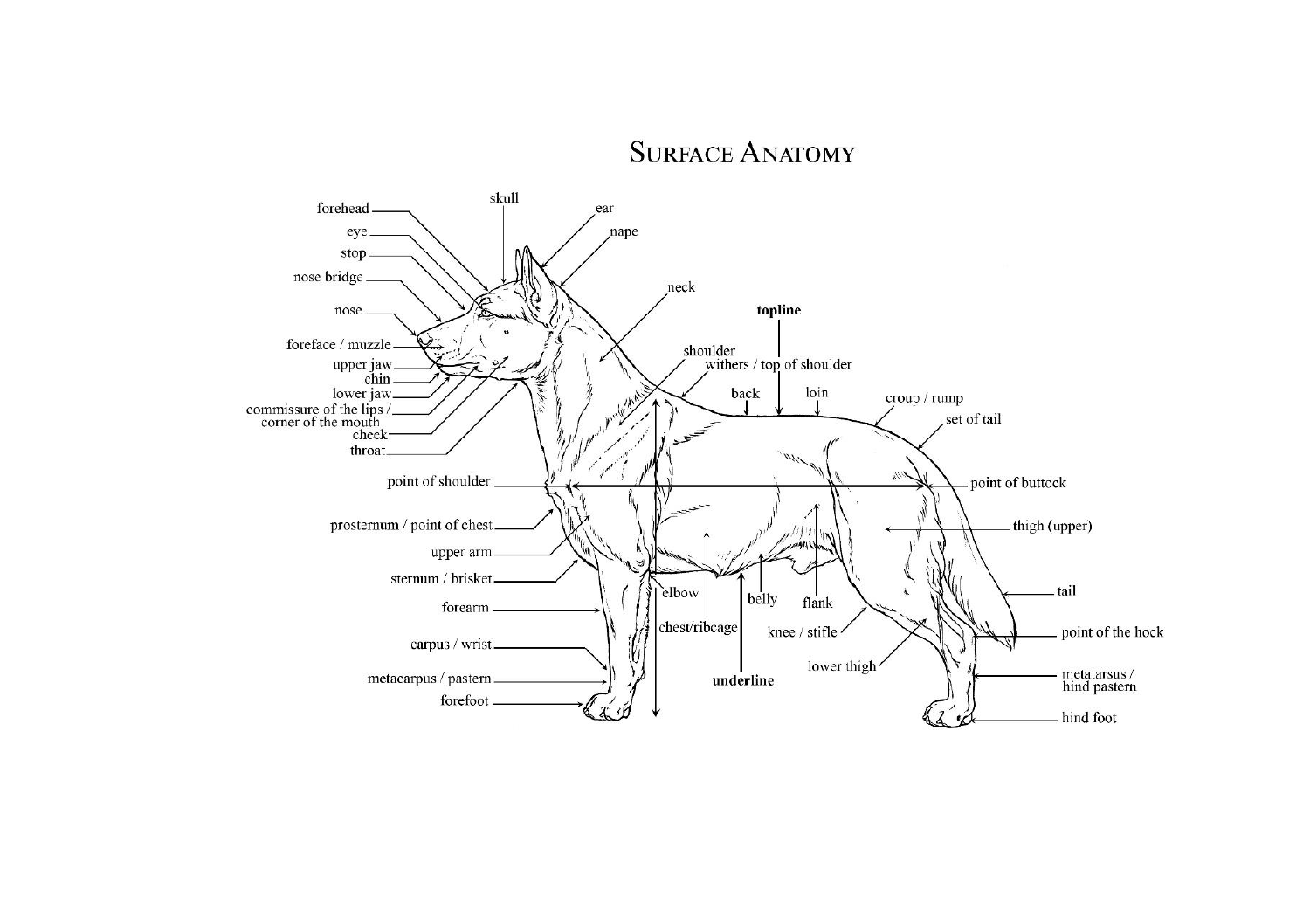# Surface Anatomy

forehead
eye
stop
nose bridge
nose
foreface / muzzle
upper jaw
chin
lower jaw
commissure of the lips / corner of the mouth
cheek
throat
skull
ear
nape
neck
topline
shoulder
withers / top of shoulder
back
loin
croup / rump
set of tail
point of shoulder
point of buttock
prosternum / point of chest
thigh (upper)
upper arm
sternum / brisket
tail
elbow
belly
flank
forearm
chest/ribcage
knee / stifle
point of the hock
carpus / wrist
lower thigh
metacarpus / pastern
underline
metatarsus / hind pastern
forefoot
hind foot